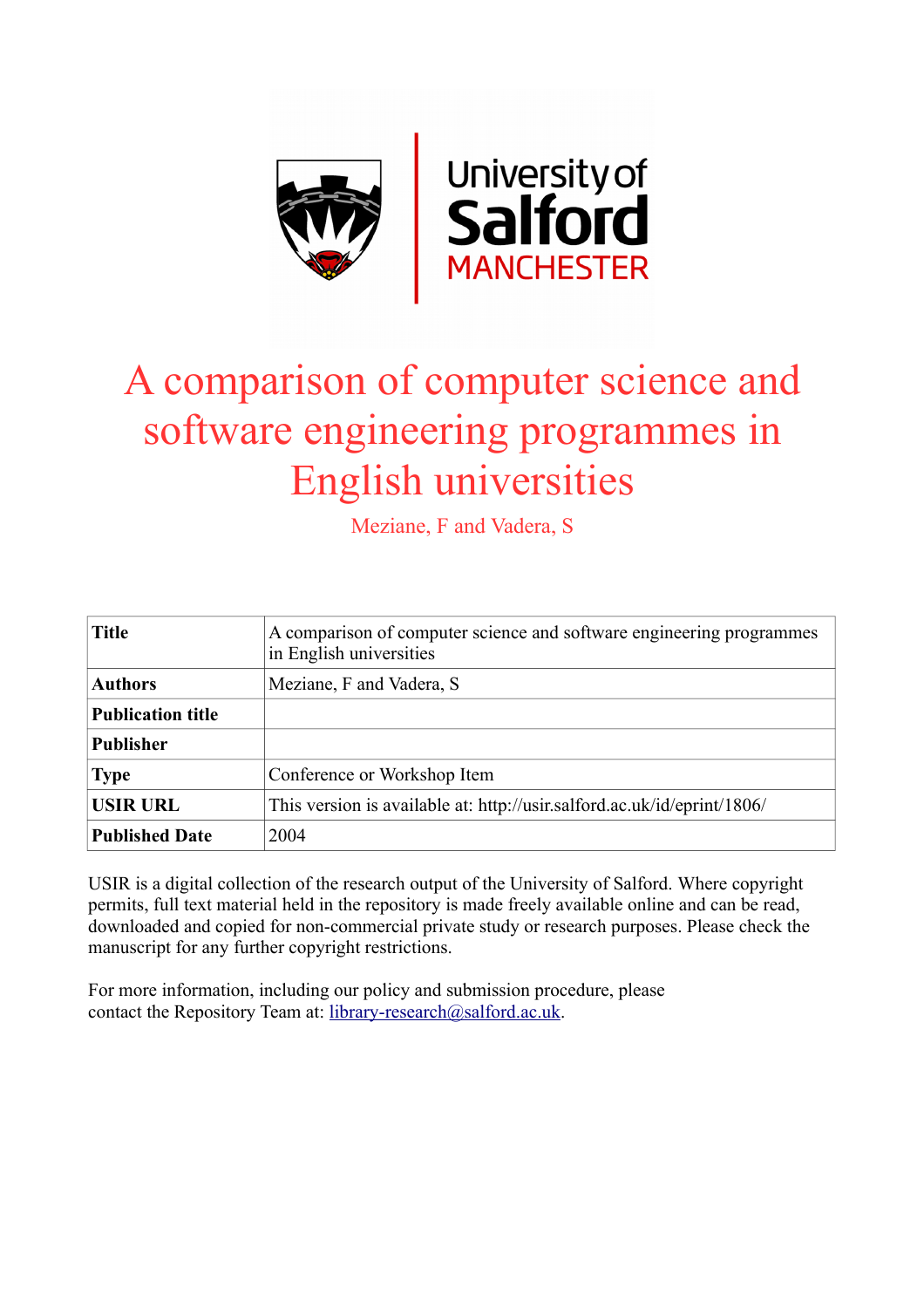University of Salford MANCHESTER

# A comparison of computer science and software engineering programmes in English universities

Meziane, F and Vadera, S

| **Title** | A comparison of computer science and software engineering programmes in English universities |
|---|---|
| **Authors** | Meziane, F and Vadera, S |
| **Publication title** | |
| **Publisher** | |
| **Type** | Conference or Workshop Item |
| **USIR URL** | This version is available at: http://usir.salford.ac.uk/id/eprint/1806/ |
| **Published Date** | 2004 |

USIR is a digital collection of the research output of the University of Salford. Where copyright permits, full text material held in the repository is made freely available online and can be read, downloaded and copied for non-commercial private study or research purposes. Please check the manuscript for any further copyright restrictions.

For more information, including our policy and submission procedure, please contact the Repository Team at: library-research@salford.ac.uk.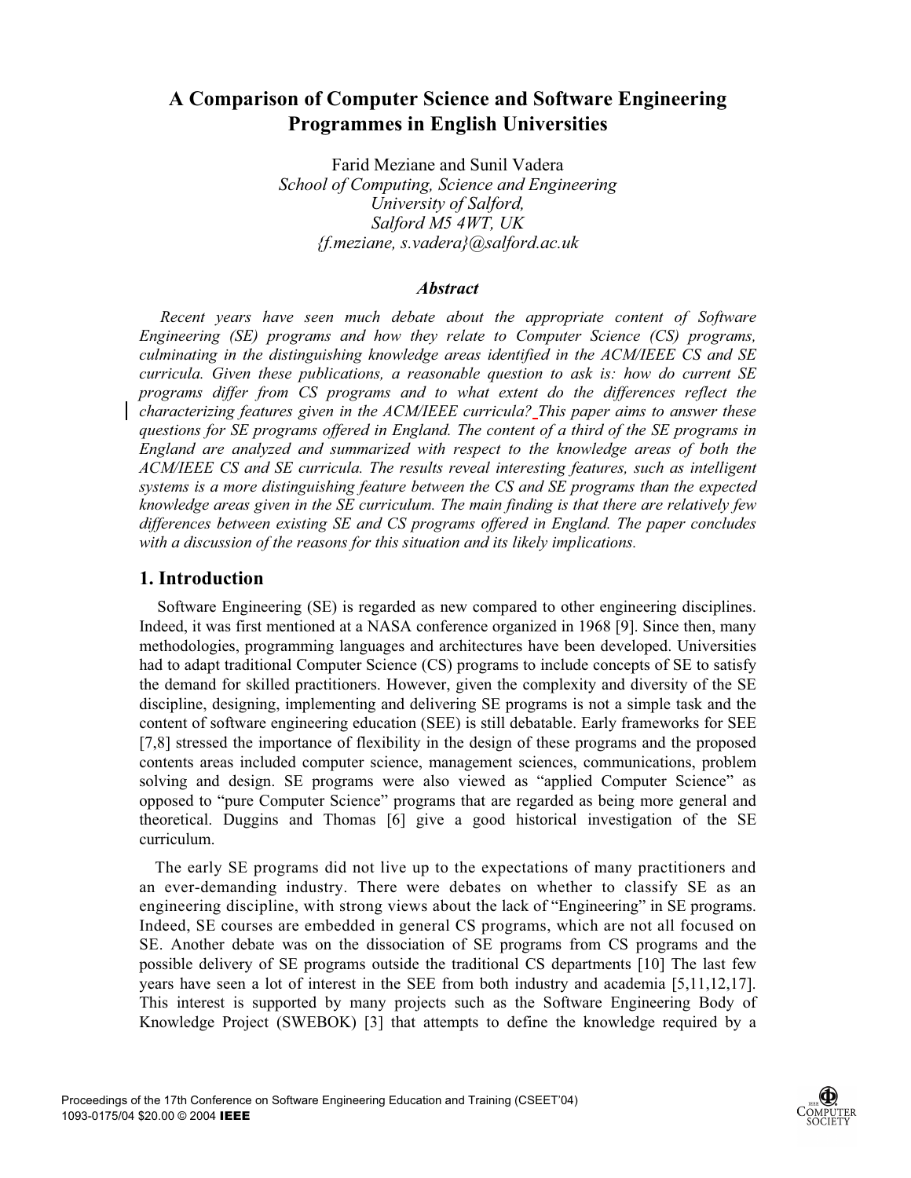# A Comparison of Computer Science and Software Engineering Programmes in English Universities

Farid Meziane and Sunil Vadera
*School of Computing, Science and Engineering*
*University of Salford,*
*Salford M5 4WT, UK*
*{f.meziane, s.vadera}@salford.ac.uk*

### *Abstract*

*Recent years have seen much debate about the appropriate content of Software Engineering (SE) programs and how they relate to Computer Science (CS) programs, culminating in the distinguishing knowledge areas identified in the ACM/IEEE CS and SE curricula. Given these publications, a reasonable question to ask is: how do current SE programs differ from CS programs and to what extent do the differences reflect the characterizing features given in the ACM/IEEE curricula? This paper aims to answer these questions for SE programs offered in England. The content of a third of the SE programs in England are analyzed and summarized with respect to the knowledge areas of both the ACM/IEEE CS and SE curricula. The results reveal interesting features, such as intelligent systems is a more distinguishing feature between the CS and SE programs than the expected knowledge areas given in the SE curriculum. The main finding is that there are relatively few differences between existing SE and CS programs offered in England. The paper concludes with a discussion of the reasons for this situation and its likely implications.*

## 1. Introduction

Software Engineering (SE) is regarded as new compared to other engineering disciplines. Indeed, it was first mentioned at a NASA conference organized in 1968 [9]. Since then, many methodologies, programming languages and architectures have been developed. Universities had to adapt traditional Computer Science (CS) programs to include concepts of SE to satisfy the demand for skilled practitioners. However, given the complexity and diversity of the SE discipline, designing, implementing and delivering SE programs is not a simple task and the content of software engineering education (SEE) is still debatable. Early frameworks for SEE [7,8] stressed the importance of flexibility in the design of these programs and the proposed contents areas included computer science, management sciences, communications, problem solving and design. SE programs were also viewed as "applied Computer Science" as opposed to "pure Computer Science" programs that are regarded as being more general and theoretical. Duggins and Thomas [6] give a good historical investigation of the SE curriculum.

The early SE programs did not live up to the expectations of many practitioners and an ever-demanding industry. There were debates on whether to classify SE as an engineering discipline, with strong views about the lack of "Engineering" in SE programs. Indeed, SE courses are embedded in general CS programs, which are not all focused on SE. Another debate was on the dissociation of SE programs from CS programs and the possible delivery of SE programs outside the traditional CS departments [10] The last few years have seen a lot of interest in the SEE from both industry and academia [5,11,12,17]. This interest is supported by many projects such as the Software Engineering Body of Knowledge Project (SWEBOK) [3] that attempts to define the knowledge required by a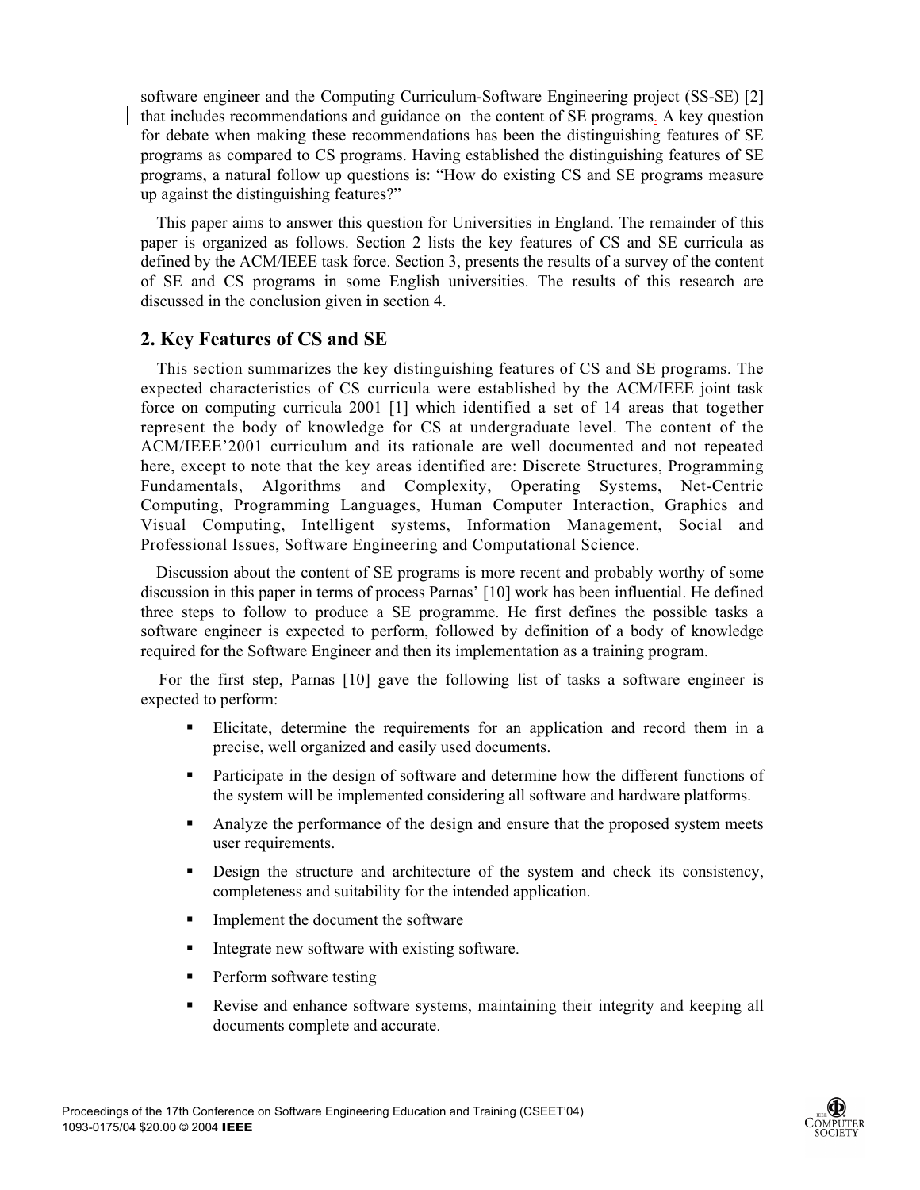software engineer and the Computing Curriculum-Software Engineering project (SS-SE) [2] that includes recommendations and guidance on the content of SE programs. A key question for debate when making these recommendations has been the distinguishing features of SE programs as compared to CS programs. Having established the distinguishing features of SE programs, a natural follow up questions is: "How do existing CS and SE programs measure up against the distinguishing features?"

This paper aims to answer this question for Universities in England. The remainder of this paper is organized as follows. Section 2 lists the key features of CS and SE curricula as defined by the ACM/IEEE task force. Section 3, presents the results of a survey of the content of SE and CS programs in some English universities. The results of this research are discussed in the conclusion given in section 4.

## 2. Key Features of CS and SE

This section summarizes the key distinguishing features of CS and SE programs. The expected characteristics of CS curricula were established by the ACM/IEEE joint task force on computing curricula 2001 [1] which identified a set of 14 areas that together represent the body of knowledge for CS at undergraduate level. The content of the ACM/IEEE'2001 curriculum and its rationale are well documented and not repeated here, except to note that the key areas identified are: Discrete Structures, Programming Fundamentals, Algorithms and Complexity, Operating Systems, Net-Centric Computing, Programming Languages, Human Computer Interaction, Graphics and Visual Computing, Intelligent systems, Information Management, Social and Professional Issues, Software Engineering and Computational Science.

Discussion about the content of SE programs is more recent and probably worthy of some discussion in this paper in terms of process Parnas' [10] work has been influential. He defined three steps to follow to produce a SE programme. He first defines the possible tasks a software engineer is expected to perform, followed by definition of a body of knowledge required for the Software Engineer and then its implementation as a training program.

For the first step, Parnas [10] gave the following list of tasks a software engineer is expected to perform:

- Elicitate, determine the requirements for an application and record them in a precise, well organized and easily used documents.
- Participate in the design of software and determine how the different functions of the system will be implemented considering all software and hardware platforms.
- Analyze the performance of the design and ensure that the proposed system meets user requirements.
- Design the structure and architecture of the system and check its consistency, completeness and suitability for the intended application.
- Implement the document the software
- Integrate new software with existing software.
- Perform software testing
- Revise and enhance software systems, maintaining their integrity and keeping all documents complete and accurate.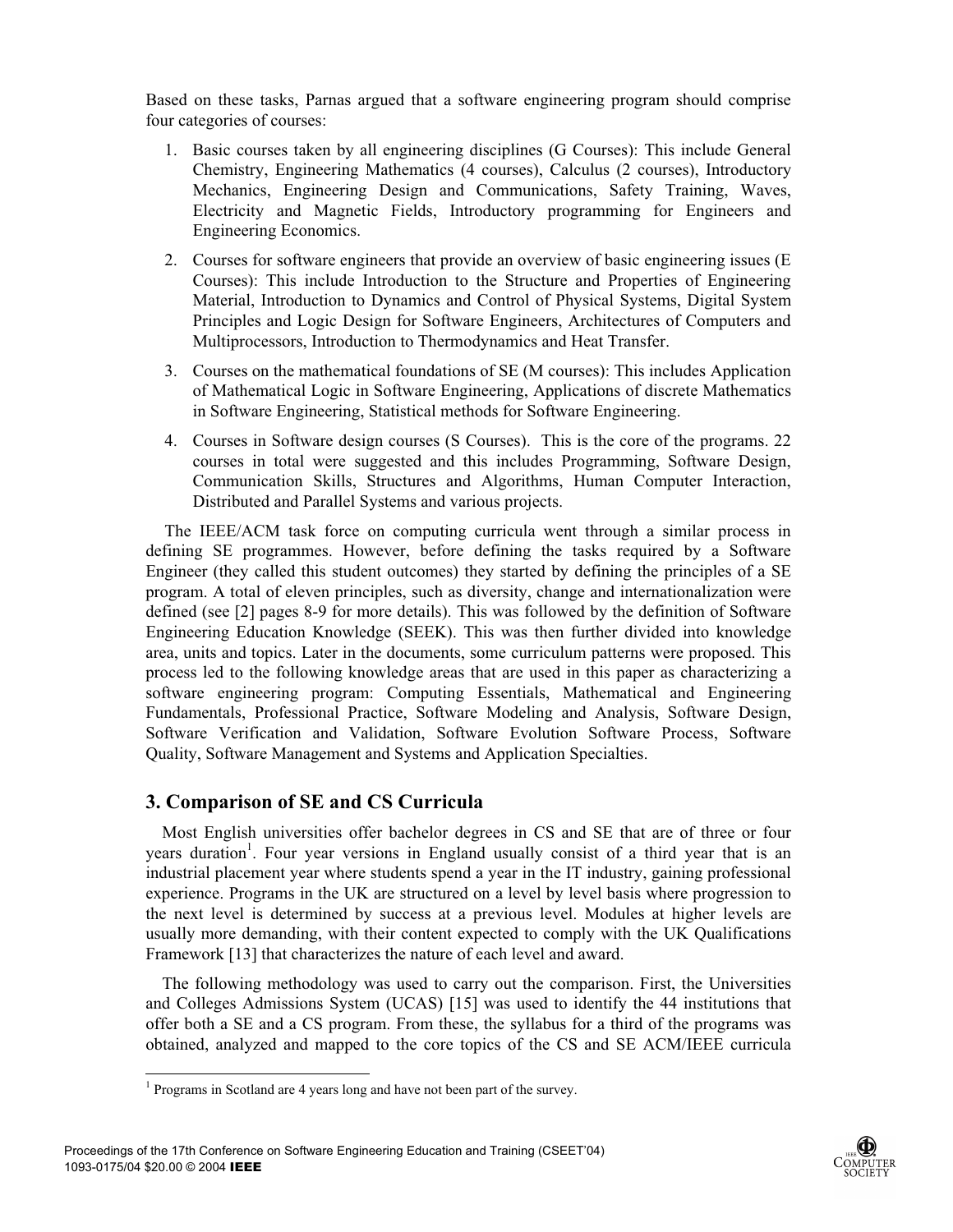Based on these tasks, Parnas argued that a software engineering program should comprise four categories of courses:

1. Basic courses taken by all engineering disciplines (G Courses): This include General Chemistry, Engineering Mathematics (4 courses), Calculus (2 courses), Introductory Mechanics, Engineering Design and Communications, Safety Training, Waves, Electricity and Magnetic Fields, Introductory programming for Engineers and Engineering Economics.

2. Courses for software engineers that provide an overview of basic engineering issues (E Courses): This include Introduction to the Structure and Properties of Engineering Material, Introduction to Dynamics and Control of Physical Systems, Digital System Principles and Logic Design for Software Engineers, Architectures of Computers and Multiprocessors, Introduction to Thermodynamics and Heat Transfer.

3. Courses on the mathematical foundations of SE (M courses): This includes Application of Mathematical Logic in Software Engineering, Applications of discrete Mathematics in Software Engineering, Statistical methods for Software Engineering.

4. Courses in Software design courses (S Courses). This is the core of the programs. 22 courses in total were suggested and this includes Programming, Software Design, Communication Skills, Structures and Algorithms, Human Computer Interaction, Distributed and Parallel Systems and various projects.

The IEEE/ACM task force on computing curricula went through a similar process in defining SE programmes. However, before defining the tasks required by a Software Engineer (they called this student outcomes) they started by defining the principles of a SE program. A total of eleven principles, such as diversity, change and internationalization were defined (see [2] pages 8-9 for more details). This was followed by the definition of Software Engineering Education Knowledge (SEEK). This was then further divided into knowledge area, units and topics. Later in the documents, some curriculum patterns were proposed. This process led to the following knowledge areas that are used in this paper as characterizing a software engineering program: Computing Essentials, Mathematical and Engineering Fundamentals, Professional Practice, Software Modeling and Analysis, Software Design, Software Verification and Validation, Software Evolution Software Process, Software Quality, Software Management and Systems and Application Specialties.

## 3. Comparison of SE and CS Curricula

Most English universities offer bachelor degrees in CS and SE that are of three or four years duration[1]. Four year versions in England usually consist of a third year that is an industrial placement year where students spend a year in the IT industry, gaining professional experience. Programs in the UK are structured on a level by level basis where progression to the next level is determined by success at a previous level. Modules at higher levels are usually more demanding, with their content expected to comply with the UK Qualifications Framework [13] that characterizes the nature of each level and award.

The following methodology was used to carry out the comparison. First, the Universities and Colleges Admissions System (UCAS) [15] was used to identify the 44 institutions that offer both a SE and a CS program. From these, the syllabus for a third of the programs was obtained, analyzed and mapped to the core topics of the CS and SE ACM/IEEE curricula

[1] Programs in Scotland are 4 years long and have not been part of the survey.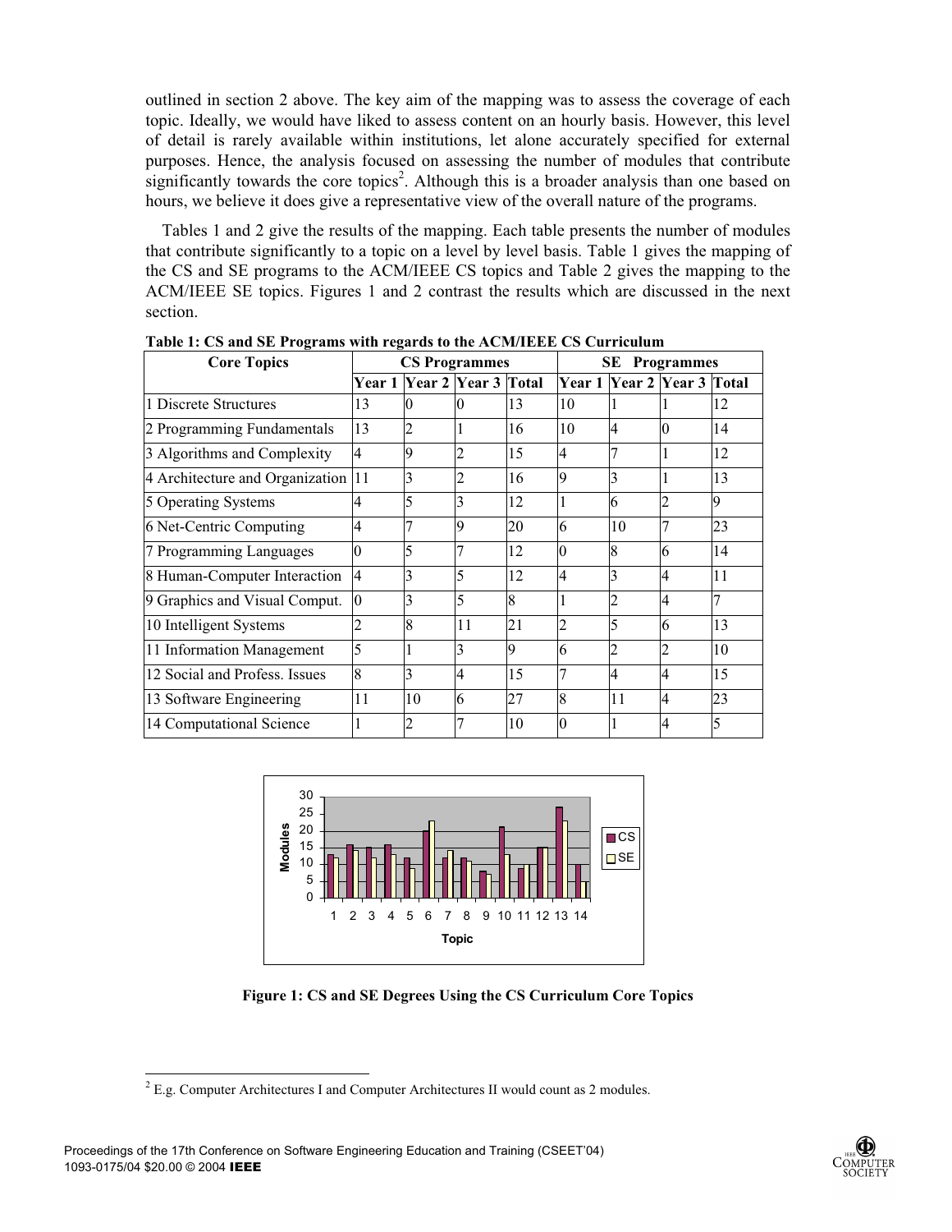outlined in section 2 above. The key aim of the mapping was to assess the coverage of each topic. Ideally, we would have liked to assess content on an hourly basis. However, this level of detail is rarely available within institutions, let alone accurately specified for external purposes. Hence, the analysis focused on assessing the number of modules that contribute significantly towards the core topics[2]. Although this is a broader analysis than one based on hours, we believe it does give a representative view of the overall nature of the programs.

Tables 1 and 2 give the results of the mapping. Each table presents the number of modules that contribute significantly to a topic on a level by level basis. Table 1 gives the mapping of the CS and SE programs to the ACM/IEEE CS topics and Table 2 gives the mapping to the ACM/IEEE SE topics. Figures 1 and 2 contrast the results which are discussed in the next section.

**Table 1: CS and SE Programs with regards to the ACM/IEEE CS Curriculum**

| Core Topics | CS Programmes | | | | SE Programmes | | | |
|---|---|---|---|---|---|---|---|---|
| | Year 1 | Year 2 | Year 3 | Total | Year 1 | Year 2 | Year 3 | Total |
| 1 Discrete Structures | 13 | 0 | 0 | 13 | 10 | 1 | 1 | 12 |
| 2 Programming Fundamentals | 13 | 2 | 1 | 16 | 10 | 4 | 0 | 14 |
| 3 Algorithms and Complexity | 4 | 9 | 2 | 15 | 4 | 7 | 1 | 12 |
| 4 Architecture and Organization | 11 | 3 | 2 | 16 | 9 | 3 | 1 | 13 |
| 5 Operating Systems | 4 | 5 | 3 | 12 | 1 | 6 | 2 | 9 |
| 6 Net-Centric Computing | 4 | 7 | 9 | 20 | 6 | 10 | 7 | 23 |
| 7 Programming Languages | 0 | 5 | 7 | 12 | 0 | 8 | 6 | 14 |
| 8 Human-Computer Interaction | 4 | 3 | 5 | 12 | 4 | 3 | 4 | 11 |
| 9 Graphics and Visual Comput. | 0 | 3 | 5 | 8 | 1 | 2 | 4 | 7 |
| 10 Intelligent Systems | 2 | 8 | 11 | 21 | 2 | 5 | 6 | 13 |
| 11 Information Management | 5 | 1 | 3 | 9 | 6 | 2 | 2 | 10 |
| 12 Social and Profess. Issues | 8 | 3 | 4 | 15 | 7 | 4 | 4 | 15 |
| 13 Software Engineering | 11 | 10 | 6 | 27 | 8 | 11 | 4 | 23 |
| 14 Computational Science | 1 | 2 | 7 | 10 | 0 | 1 | 4 | 5 |

**Figure 1: CS and SE Degrees Using the CS Curriculum Core Topics**

[2] E.g. Computer Architectures I and Computer Architectures II would count as 2 modules.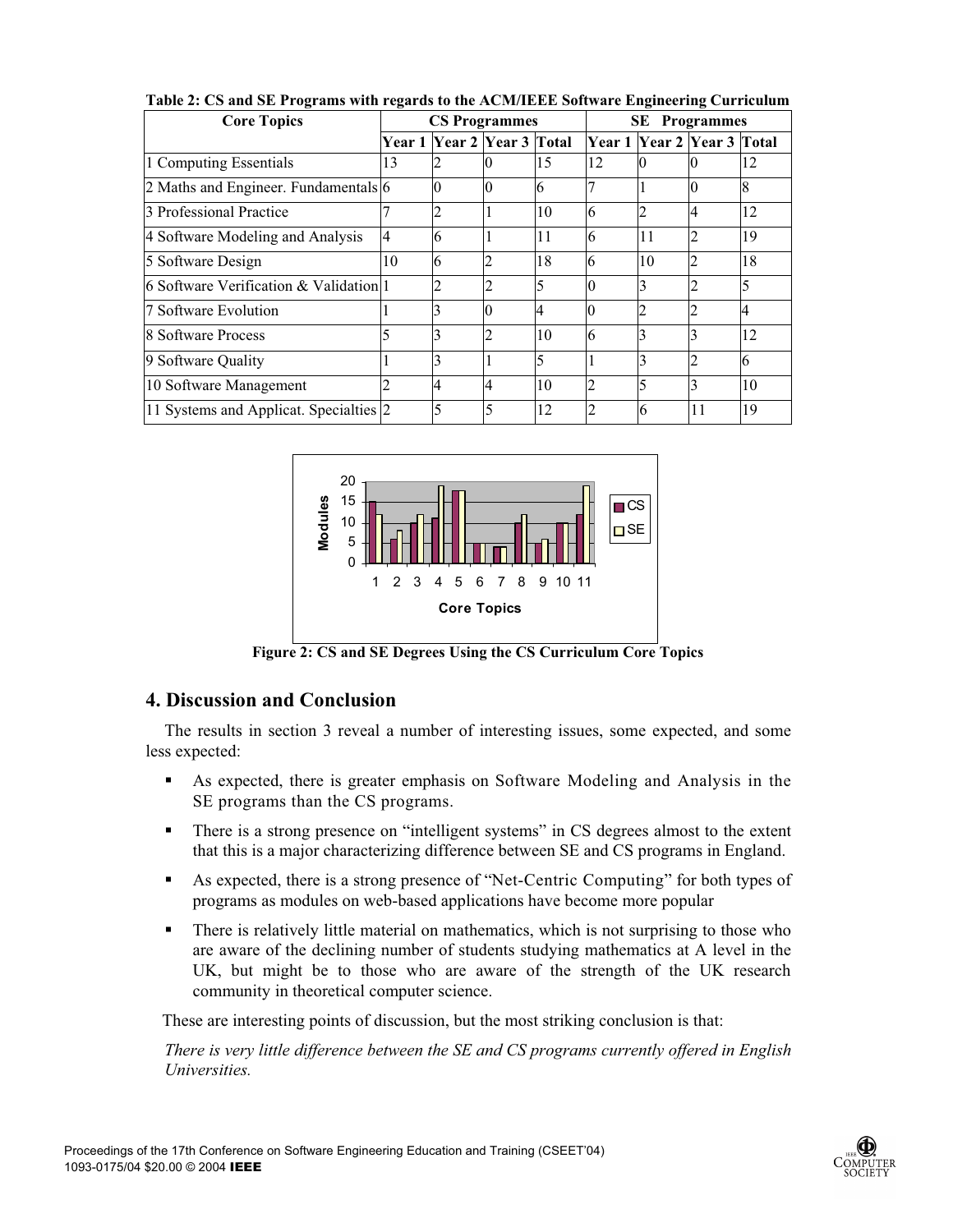**Table 2: CS and SE Programs with regards to the ACM/IEEE Software Engineering Curriculum**

| Core Topics | CS Programmes | | | | SE Programmes | | | |
|---|---|---|---|---|---|---|---|---|
| | Year 1 | Year 2 | Year 3 | Total | Year 1 | Year 2 | Year 3 | Total |
| 1 Computing Essentials | 13 | 2 | 0 | 15 | 12 | 0 | 0 | 12 |
| 2 Maths and Engineer. Fundamentals | 6 | 0 | 0 | 6 | 7 | 1 | 0 | 8 |
| 3 Professional Practice | 7 | 2 | 1 | 10 | 6 | 2 | 4 | 12 |
| 4 Software Modeling and Analysis | 4 | 6 | 1 | 11 | 6 | 11 | 2 | 19 |
| 5 Software Design | 10 | 6 | 2 | 18 | 6 | 10 | 2 | 18 |
| 6 Software Verification & Validation | 1 | 2 | 2 | 5 | 0 | 3 | 2 | 5 |
| 7 Software Evolution | 1 | 3 | 0 | 4 | 0 | 2 | 2 | 4 |
| 8 Software Process | 5 | 3 | 2 | 10 | 6 | 3 | 3 | 12 |
| 9 Software Quality | 1 | 3 | 1 | 5 | 1 | 3 | 2 | 6 |
| 10 Software Management | 2 | 4 | 4 | 10 | 2 | 5 | 3 | 10 |
| 11 Systems and Applicat. Specialties | 2 | 5 | 5 | 12 | 2 | 6 | 11 | 19 |

**Figure 2: CS and SE Degrees Using the CS Curriculum Core Topics**

## 4. Discussion and Conclusion

The results in section 3 reveal a number of interesting issues, some expected, and some less expected:

- As expected, there is greater emphasis on Software Modeling and Analysis in the SE programs than the CS programs.
- There is a strong presence on "intelligent systems" in CS degrees almost to the extent that this is a major characterizing difference between SE and CS programs in England.
- As expected, there is a strong presence of "Net-Centric Computing" for both types of programs as modules on web-based applications have become more popular
- There is relatively little material on mathematics, which is not surprising to those who are aware of the declining number of students studying mathematics at A level in the UK, but might be to those who are aware of the strength of the UK research community in theoretical computer science.

These are interesting points of discussion, but the most striking conclusion is that:

*There is very little difference between the SE and CS programs currently offered in English Universities.*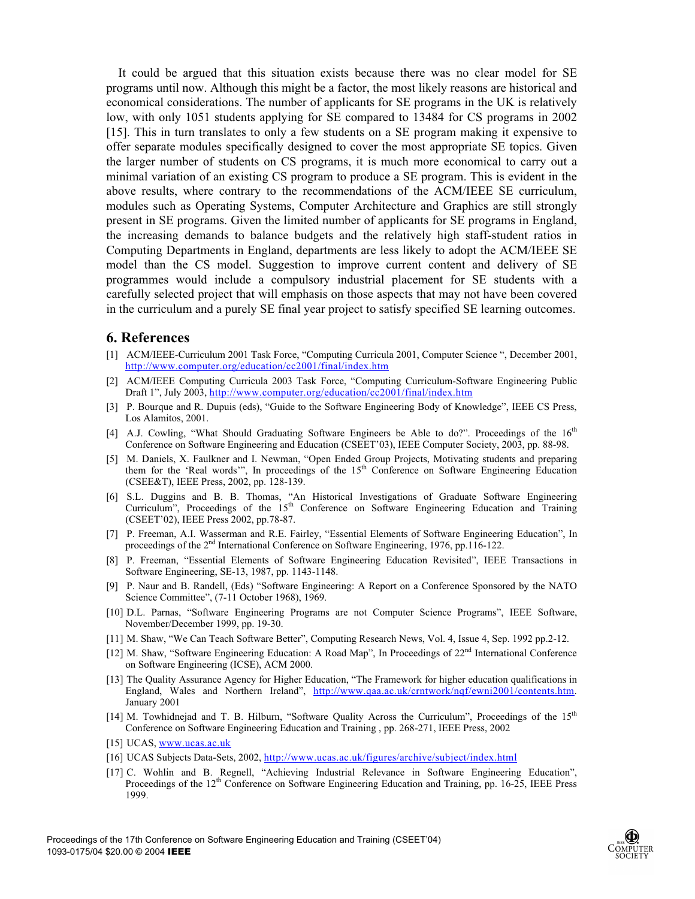It could be argued that this situation exists because there was no clear model for SE programs until now. Although this might be a factor, the most likely reasons are historical and economical considerations. The number of applicants for SE programs in the UK is relatively low, with only 1051 students applying for SE compared to 13484 for CS programs in 2002 [15]. This in turn translates to only a few students on a SE program making it expensive to offer separate modules specifically designed to cover the most appropriate SE topics. Given the larger number of students on CS programs, it is much more economical to carry out a minimal variation of an existing CS program to produce a SE program. This is evident in the above results, where contrary to the recommendations of the ACM/IEEE SE curriculum, modules such as Operating Systems, Computer Architecture and Graphics are still strongly present in SE programs. Given the limited number of applicants for SE programs in England, the increasing demands to balance budgets and the relatively high staff-student ratios in Computing Departments in England, departments are less likely to adopt the ACM/IEEE SE model than the CS model. Suggestion to improve current content and delivery of SE programmes would include a compulsory industrial placement for SE students with a carefully selected project that will emphasis on those aspects that may not have been covered in the curriculum and a purely SE final year project to satisfy specified SE learning outcomes.

## 6. References

[1] ACM/IEEE-Curriculum 2001 Task Force, "Computing Curricula 2001, Computer Science ", December 2001, http://www.computer.org/education/cc2001/final/index.htm

[2] ACM/IEEE Computing Curricula 2003 Task Force, "Computing Curriculum-Software Engineering Public Draft 1", July 2003, http://www.computer.org/education/cc2001/final/index.htm

[3] P. Bourque and R. Dupuis (eds), "Guide to the Software Engineering Body of Knowledge", IEEE CS Press, Los Alamitos, 2001.

[4] A.J. Cowling, "What Should Graduating Software Engineers be Able to do?". Proceedings of the 16th Conference on Software Engineering and Education (CSEET'03), IEEE Computer Society, 2003, pp. 88-98.

[5] M. Daniels, X. Faulkner and I. Newman, "Open Ended Group Projects, Motivating students and preparing them for the 'Real words'", In proceedings of the 15th Conference on Software Engineering Education (CSEE&T), IEEE Press, 2002, pp. 128-139.

[6] S.L. Duggins and B. B. Thomas, "An Historical Investigations of Graduate Software Engineering Curriculum", Proceedings of the 15th Conference on Software Engineering Education and Training (CSEET'02), IEEE Press 2002, pp.78-87.

[7] P. Freeman, A.I. Wasserman and R.E. Fairley, "Essential Elements of Software Engineering Education", In proceedings of the 2nd International Conference on Software Engineering, 1976, pp.116-122.

[8] P. Freeman, "Essential Elements of Software Engineering Education Revisited", IEEE Transactions in Software Engineering, SE-13, 1987, pp. 1143-1148.

[9] P. Naur and B. Randell, (Eds) "Software Engineering: A Report on a Conference Sponsored by the NATO Science Committee", (7-11 October 1968), 1969.

[10] D.L. Parnas, "Software Engineering Programs are not Computer Science Programs", IEEE Software, November/December 1999, pp. 19-30.

[11] M. Shaw, "We Can Teach Software Better", Computing Research News, Vol. 4, Issue 4, Sep. 1992 pp.2-12.

[12] M. Shaw, "Software Engineering Education: A Road Map", In Proceedings of 22nd International Conference on Software Engineering (ICSE), ACM 2000.

[13] The Quality Assurance Agency for Higher Education, "The Framework for higher education qualifications in England, Wales and Northern Ireland", http://www.qaa.ac.uk/crntwork/nqf/ewni2001/contents.htm. January 2001

[14] M. Towhidnejad and T. B. Hilburn, "Software Quality Across the Curriculum", Proceedings of the 15th Conference on Software Engineering Education and Training , pp. 268-271, IEEE Press, 2002

[15] UCAS, www.ucas.ac.uk

[16] UCAS Subjects Data-Sets, 2002, http://www.ucas.ac.uk/figures/archive/subject/index.html

[17] C. Wohlin and B. Regnell, "Achieving Industrial Relevance in Software Engineering Education", Proceedings of the 12th Conference on Software Engineering Education and Training, pp. 16-25, IEEE Press 1999.